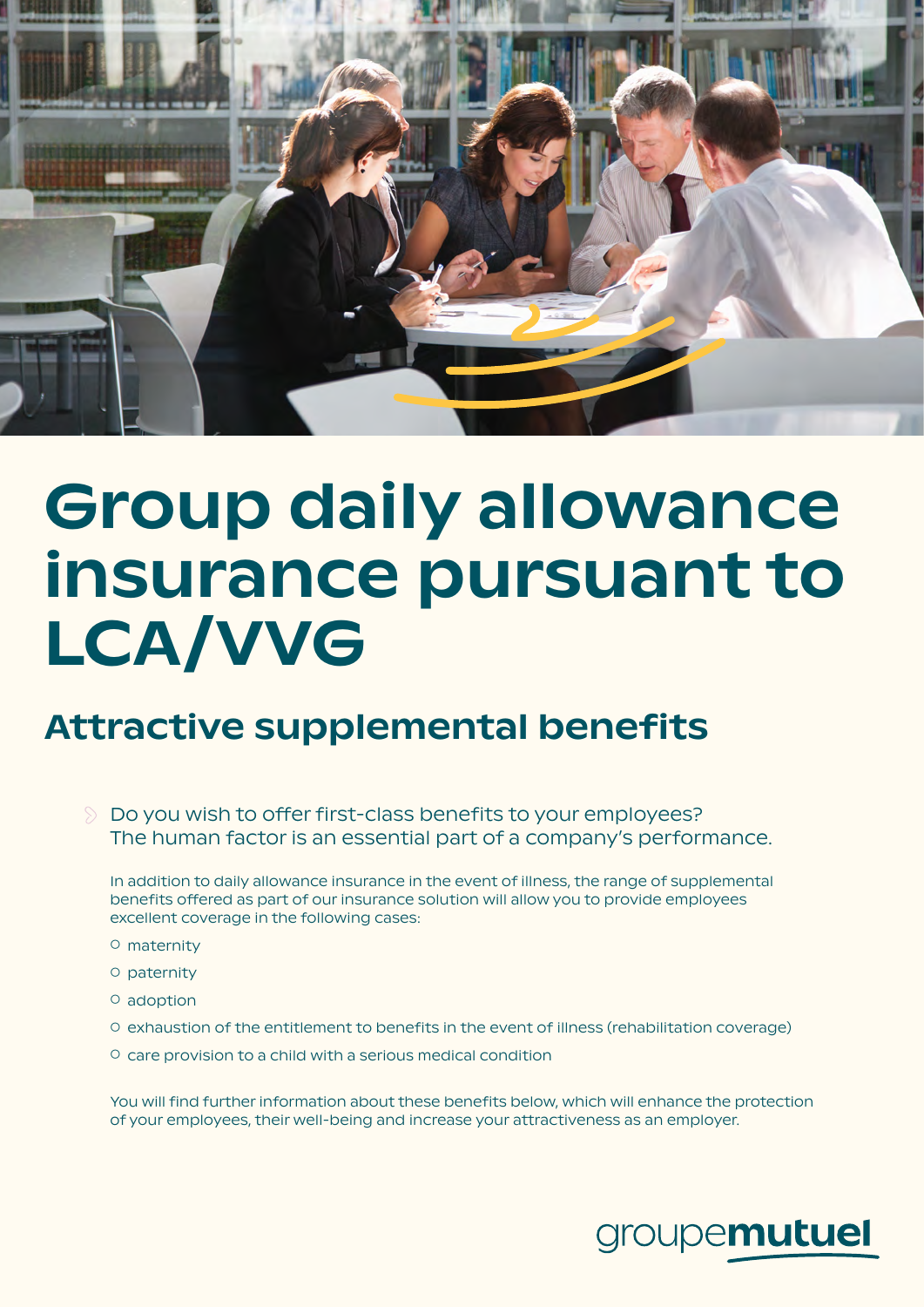# Group daily allowance insurance pursuant to LCA/VVG

## Attractive supplemental benefits

Do you wish to offer first-class benefits to your employees? The human factor is an essential part of a company's performance.

In addition to daily allowance insurance in the event of illness, the range of supplemental benefits offered as part of our insurance solution will allow you to provide employees excellent coverage in the following cases:

- maternity
- paternity
- adoption
- exhaustion of the entitlement to benefits in the event of illness (rehabilitation coverage)
- care provision to a child with a serious medical condition

You will find further information about these benefits below, which will enhance the protection of your employees, their well-being and increase your attractiveness as an employer.

groupemutuel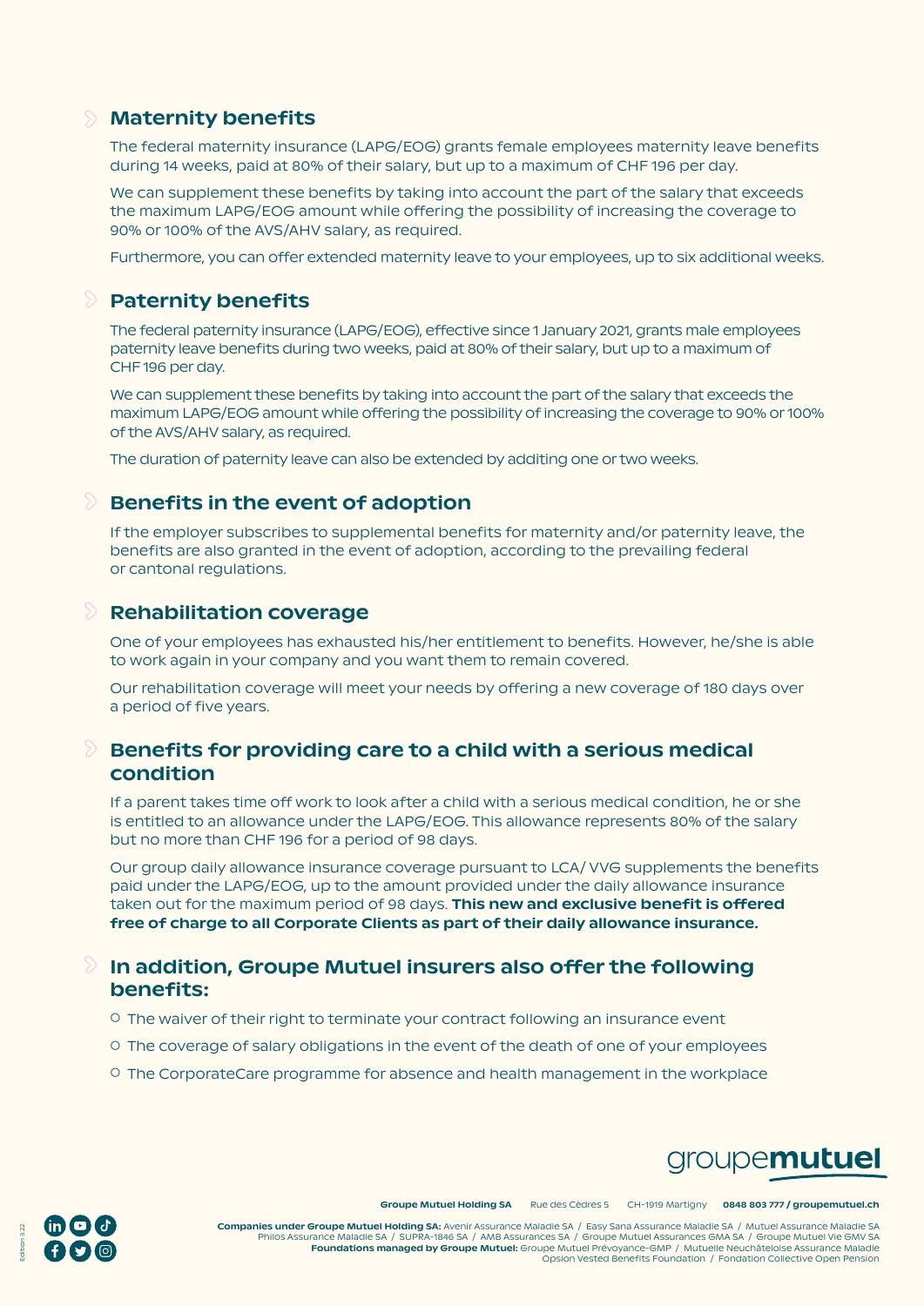## Maternity benefits

The federal maternity insurance (LAPG/EOG) grants female employees maternity leave benefits during 14 weeks, paid at 80% of their salary, but up to a maximum of CHF 196 per day.

We can supplement these benefits by taking into account the part of the salary that exceeds the maximum LAPG/EOG amount while offering the possibility of increasing the coverage to 90% or 100% of the AVS/AHV salary, as required.

Furthermore, you can offer extended maternity leave to your employees, up to six additional weeks.

## Paternity benefits

The federal paternity insurance (LAPG/EOG), effective since 1 January 2021, grants male employees paternity leave benefits during two weeks, paid at 80% of their salary, but up to a maximum of CHF 196 per day.

We can supplement these benefits by taking into account the part of the salary that exceeds the maximum LAPG/EOG amount while offering the possibility of increasing the coverage to 90% or 100% of the AVS/AHV salary, as required.

The duration of paternity leave can also be extended by additing one or two weeks.

## Benefits in the event of adoption

If the employer subscribes to supplemental benefits for maternity and/or paternity leave, the benefits are also granted in the event of adoption, according to the prevailing federal or cantonal regulations.

## Rehabilitation coverage

One of your employees has exhausted his/her entitlement to benefits. However, he/she is able to work again in your company and you want them to remain covered.

Our rehabilitation coverage will meet your needs by offering a new coverage of 180 days over a period of five years.

## Benefits for providing care to a child with a serious medical condition

If a parent takes time off work to look after a child with a serious medical condition, he or she is entitled to an allowance under the LAPG/EOG. This allowance represents 80% of the salary but no more than CHF 196 for a period of 98 days.

Our group daily allowance insurance coverage pursuant to LCA/ VVG supplements the benefits paid under the LAPG/EOG, up to the amount provided under the daily allowance insurance taken out for the maximum period of 98 days. **This new and exclusive benefit is offered free of charge to all Corporate Clients as part of their daily allowance insurance.**

## In addition, Groupe Mutuel insurers also offer the following benefits:

- The waiver of their right to terminate your contract following an insurance event
- The coverage of salary obligations in the event of the death of one of your employees
- The CorporateCare programme for absence and health management in the workplace

groupe**mutuel**

**Groupe Mutuel Holding SA** Rue des Cèdres 5 CH-1919 Martigny **0848 803 777 / groupemutuel.ch**

**Companies under Groupe Mutuel Holding SA:** Avenir Assurance Maladie SA / Easy Sana Assurance Maladie SA / Mutuel Assurance Maladie SA Philos Assurance Maladie SA / SUPRA-1846 SA / AMB Assurances SA / Groupe Mutuel Assurances GMA SA / Groupe Mutuel Vie GMV SA **Foundations managed by Groupe Mutuel:** Groupe Mutuel Prévoyance-GMP / Mutuelle Neuchâteloise Assurance Maladie Opsion Vested Benefits Foundation / Fondation Collective Open Pension

Edition 3.22